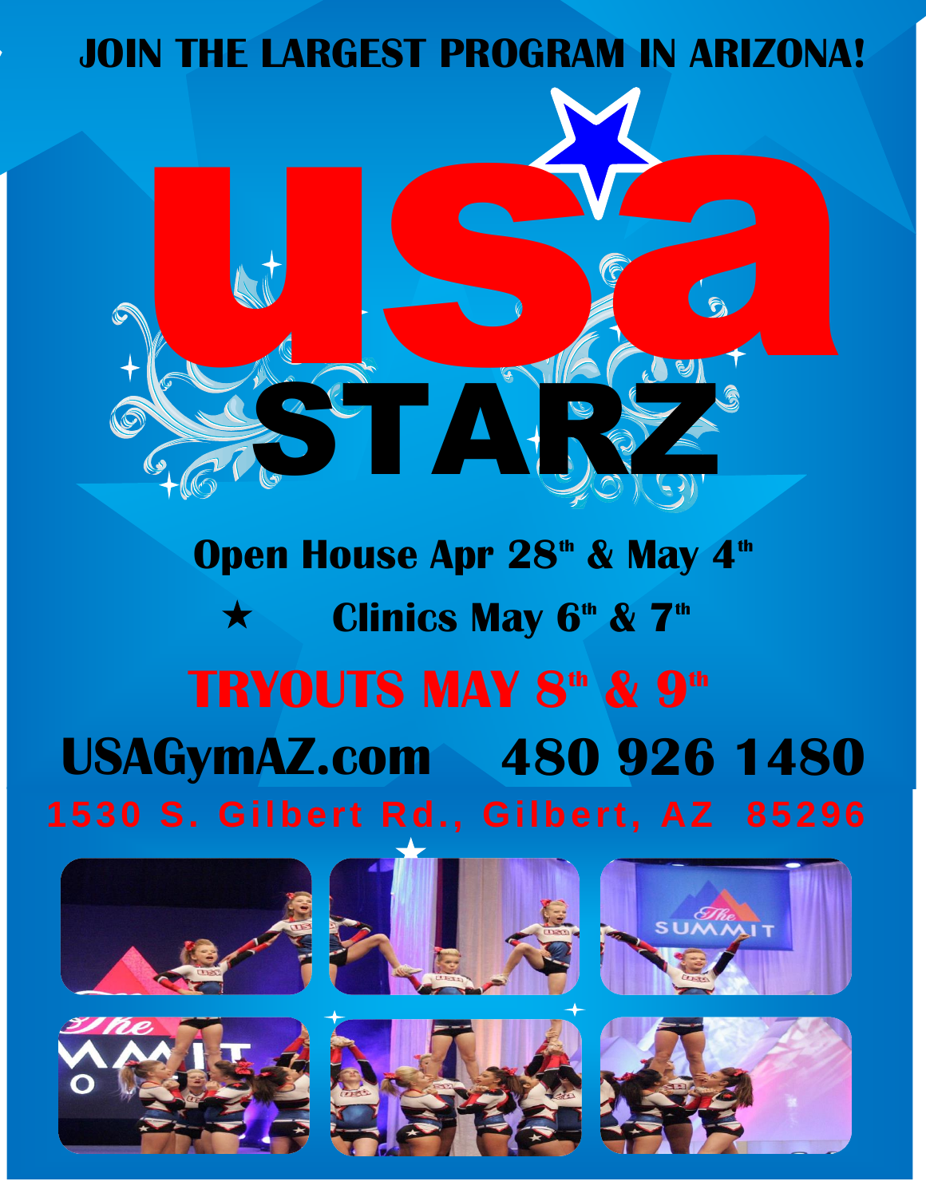**JOIN THE LARGEST PROGRAM IN ARIZONA!**

# usa STARZ

**Open House Apr 28th & May 4th**

★ **Clinics May 6th & 7th**

## TRYOUTS MAY 8th & 9th

**USAGymAZ.com 480 926 1480**

1530 S. Gilbert Rd., Gilbert, AZ 85296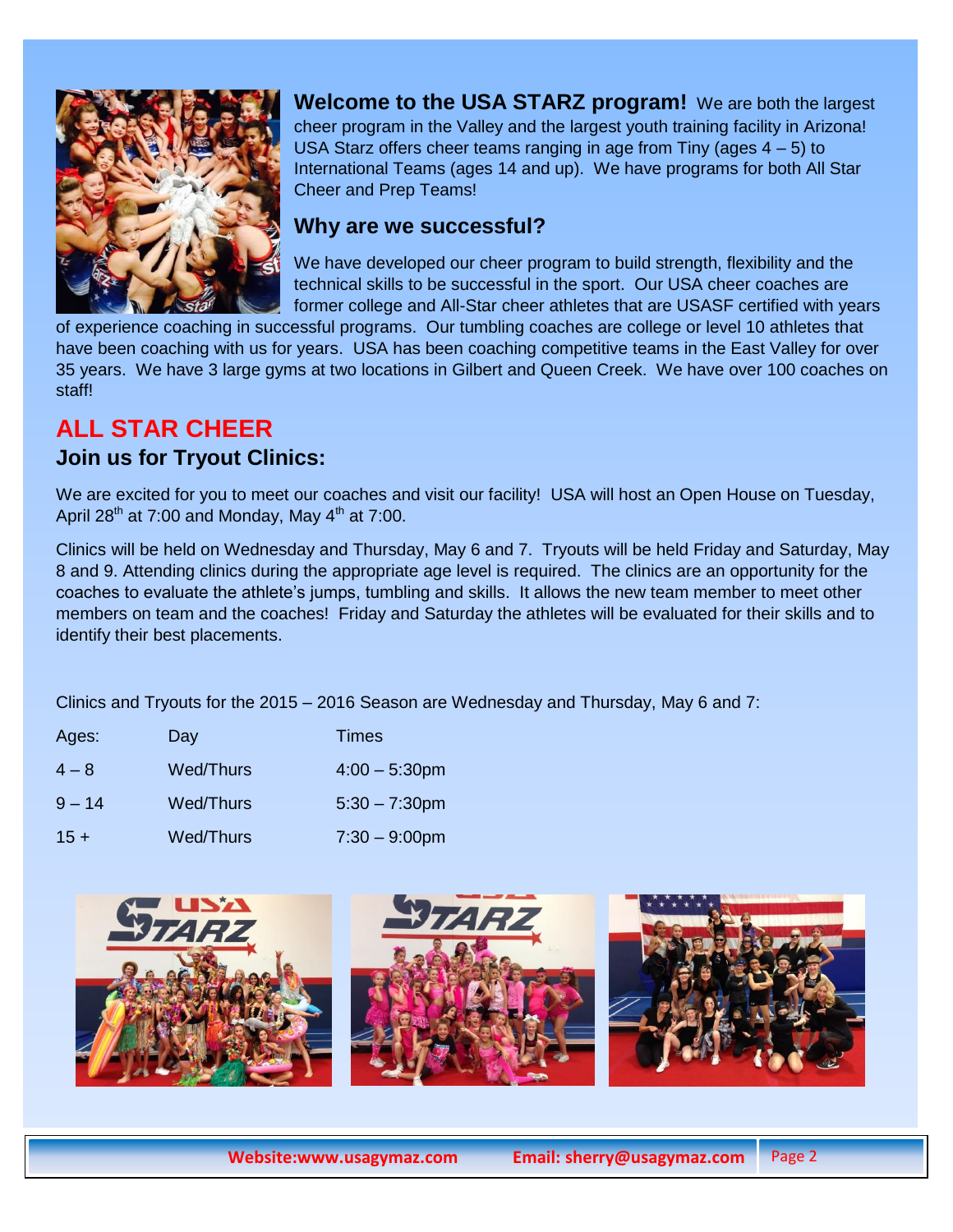**Welcome to the USA STARZ program!** We are both the largest cheer program in the Valley and the largest youth training facility in Arizona! USA Starz offers cheer teams ranging in age from Tiny (ages 4 – 5) to International Teams (ages 14 and up). We have programs for both All Star Cheer and Prep Teams!

### Why are we successful?

We have developed our cheer program to build strength, flexibility and the technical skills to be successful in the sport. Our USA cheer coaches are former college and All-Star cheer athletes that are USASF certified with years of experience coaching in successful programs. Our tumbling coaches are college or level 10 athletes that have been coaching with us for years. USA has been coaching competitive teams in the East Valley for over 35 years. We have 3 large gyms at two locations in Gilbert and Queen Creek. We have over 100 coaches on staff!

## ALL STAR CHEER

### Join us for Tryout Clinics:

We are excited for you to meet our coaches and visit our facility! USA will host an Open House on Tuesday, April 28th at 7:00 and Monday, May 4th at 7:00.

Clinics will be held on Wednesday and Thursday, May 6 and 7. Tryouts will be held Friday and Saturday, May 8 and 9. Attending clinics during the appropriate age level is required. The clinics are an opportunity for the coaches to evaluate the athlete's jumps, tumbling and skills. It allows the new team member to meet other members on team and the coaches! Friday and Saturday the athletes will be evaluated for their skills and to identify their best placements.

Clinics and Tryouts for the 2015 – 2016 Season are Wednesday and Thursday, May 6 and 7:

| Ages: | Day | Times |
|---|---|---|
| 4 – 8 | Wed/Thurs | 4:00 – 5:30pm |
| 9 – 14 | Wed/Thurs | 5:30 – 7:30pm |
| 15 + | Wed/Thurs | 7:30 – 9:00pm |

**Website:www.usagymaz.com** **Email: sherry@usagymaz.com**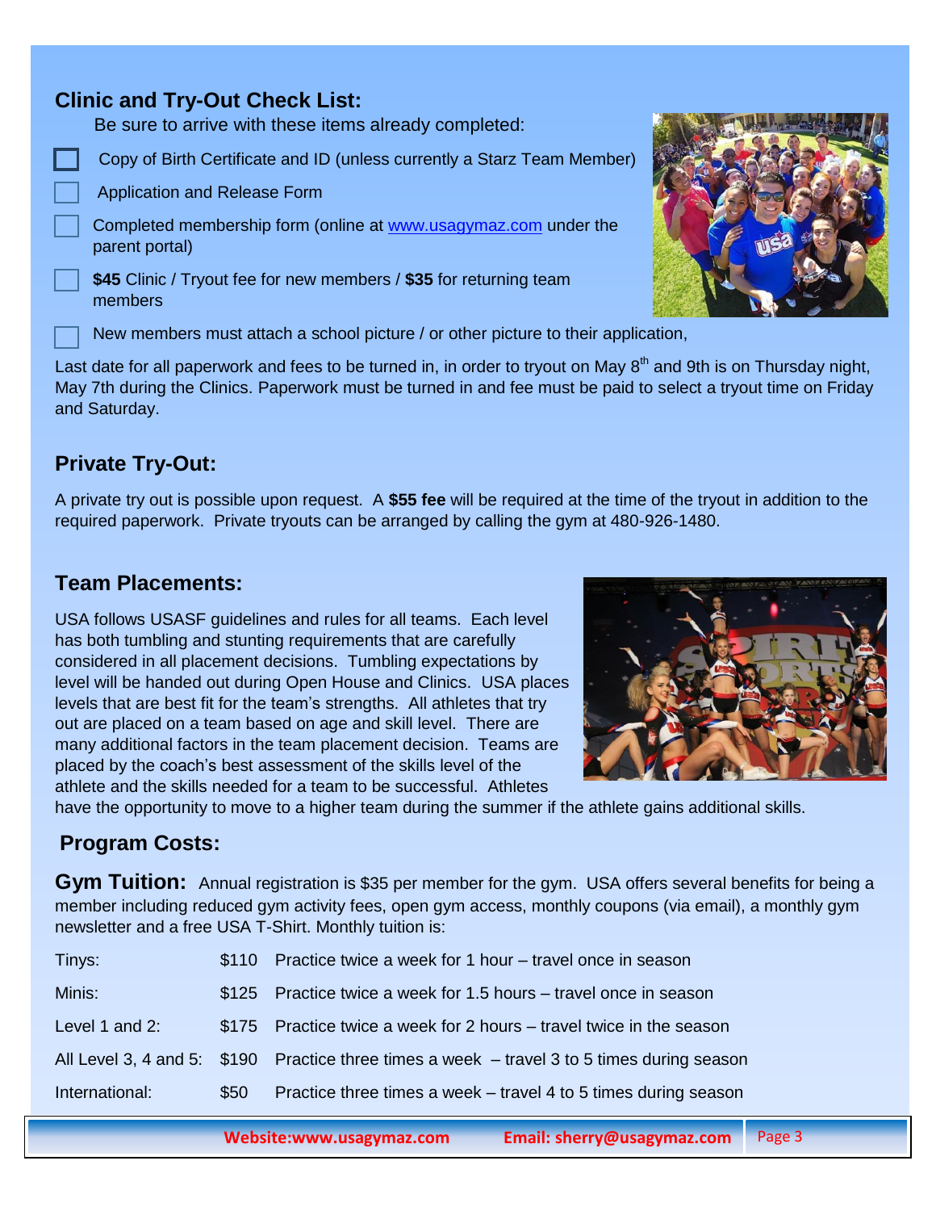## Clinic and Try-Out Check List:

Be sure to arrive with these items already completed:

- [ ] Copy of Birth Certificate and ID (unless currently a Starz Team Member)
- [ ] Application and Release Form
- [ ] Completed membership form (online at www.usagymaz.com under the parent portal)
- [ ] **$45** Clinic / Tryout fee for new members / **$35** for returning team members
- [ ] New members must attach a school picture / or other picture to their application,

Last date for all paperwork and fees to be turned in, in order to tryout on May 8th and 9th is on Thursday night, May 7th during the Clinics. Paperwork must be turned in and fee must be paid to select a tryout time on Friday and Saturday.

## Private Try-Out:

A private try out is possible upon request. A **$55 fee** will be required at the time of the tryout in addition to the required paperwork. Private tryouts can be arranged by calling the gym at 480-926-1480.

## Team Placements:

USA follows USASF guidelines and rules for all teams. Each level has both tumbling and stunting requirements that are carefully considered in all placement decisions. Tumbling expectations by level will be handed out during Open House and Clinics. USA places levels that are best fit for the team's strengths. All athletes that try out are placed on a team based on age and skill level. There are many additional factors in the team placement decision. Teams are placed by the coach's best assessment of the skills level of the athlete and the skills needed for a team to be successful. Athletes have the opportunity to move to a higher team during the summer if the athlete gains additional skills.

## Program Costs:

### Gym Tuition:

Annual registration is $35 per member for the gym. USA offers several benefits for being a member including reduced gym activity fees, open gym access, monthly coupons (via email), a monthly gym newsletter and a free USA T-Shirt. Monthly tuition is:

| Level | Cost | Details |
|---|---|---|
| Tinys: | $110 | Practice twice a week for 1 hour – travel once in season |
| Minis: | $125 | Practice twice a week for 1.5 hours – travel once in season |
| Level 1 and 2: | $175 | Practice twice a week for 2 hours – travel twice in the season |
| All Level 3, 4 and 5: | $190 | Practice three times a week – travel 3 to 5 times during season |
| International: | $50 | Practice three times a week – travel 4 to 5 times during season |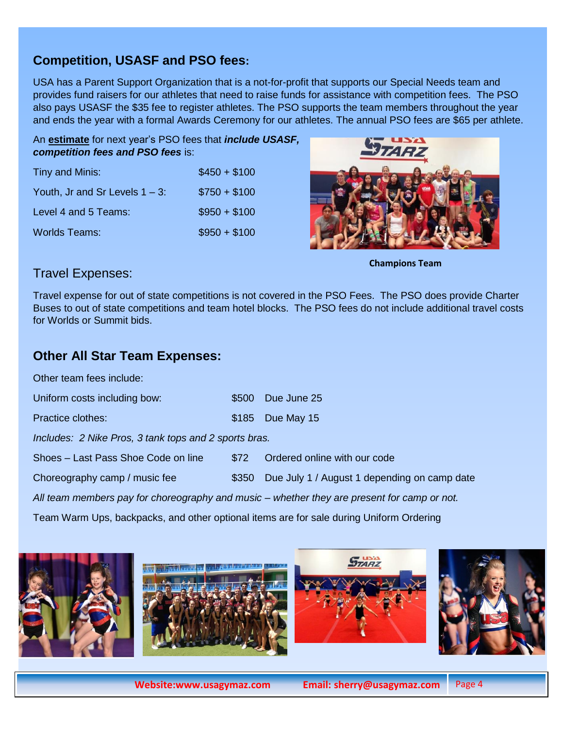## Competition, USASF and PSO fees:

USA has a Parent Support Organization that is a not-for-profit that supports our Special Needs team and provides fund raisers for our athletes that need to raise funds for assistance with competition fees. The PSO also pays USASF the $35 fee to register athletes. The PSO supports the team members throughout the year and ends the year with a formal Awards Ceremony for our athletes. The annual PSO fees are $65 per athlete.

An **estimate** for next year's PSO fees that ***include USASF, competition fees and PSO fees*** is:

| | |
|---|---|
| Tiny and Minis: | $450 + $100 |
| Youth, Jr and Sr Levels 1 – 3: | $750 + $100 |
| Level 4 and 5 Teams: | $950 + $100 |
| Worlds Teams: | $950 + $100 |

**Champions Team**

## Travel Expenses:

Travel expense for out of state competitions is not covered in the PSO Fees. The PSO does provide Charter Buses to out of state competitions and team hotel blocks. The PSO fees do not include additional travel costs for Worlds or Summit bids.

## Other All Star Team Expenses:

Other team fees include:

| | | |
|---|---|---|
| Uniform costs including bow: | $500 | Due June 25 |
| Practice clothes: | $185 | Due May 15 |

*Includes: 2 Nike Pros, 3 tank tops and 2 sports bras.*

| | | |
|---|---|---|
| Shoes – Last Pass Shoe Code on line | $72 | Ordered online with our code |
| Choreography camp / music fee | $350 | Due July 1 / August 1 depending on camp date |

*All team members pay for choreography and music – whether they are present for camp or not.*

Team Warm Ups, backpacks, and other optional items are for sale during Uniform Ordering

**Website:www.usagymaz.com** **Email: sherry@usagymaz.com**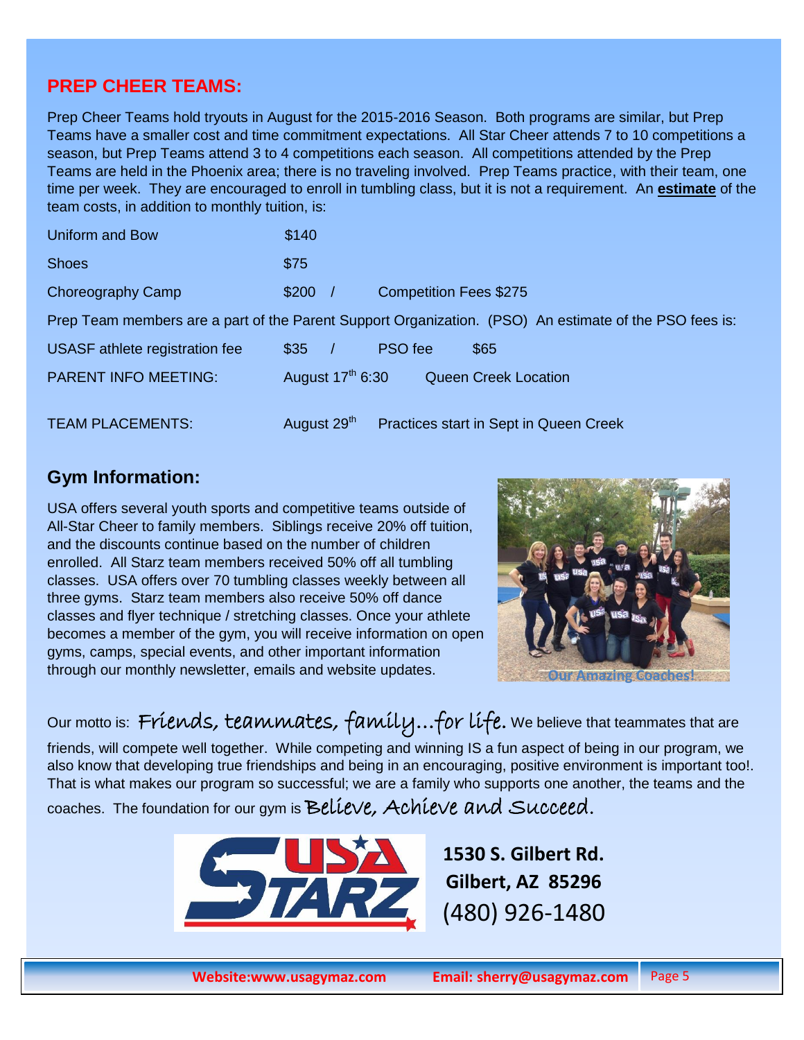## PREP CHEER TEAMS:

Prep Cheer Teams hold tryouts in August for the 2015-2016 Season. Both programs are similar, but Prep Teams have a smaller cost and time commitment expectations. All Star Cheer attends 7 to 10 competitions a season, but Prep Teams attend 3 to 4 competitions each season. All competitions attended by the Prep Teams are held in the Phoenix area; there is no traveling involved. Prep Teams practice, with their team, one time per week. They are encouraged to enroll in tumbling class, but it is not a requirement. An **estimate** of the team costs, in addition to monthly tuition, is:

| | | | |
|---|---|---|---|
| Uniform and Bow | $140 | | |
| Shoes | $75 | | |
| Choreography Camp | $200 / | Competition Fees $275 | |

Prep Team members are a part of the Parent Support Organization. (PSO) An estimate of the PSO fees is:

| | | | |
|---|---|---|---|
| USASF athlete registration fee | $35 / | PSO fee | $65 |
| PARENT INFO MEETING: | August 17th 6:30 | Queen Creek Location | |
| TEAM PLACEMENTS: | August 29th | Practices start in Sept in Queen Creek | |

## Gym Information:

USA offers several youth sports and competitive teams outside of All-Star Cheer to family members. Siblings receive 20% off tuition, and the discounts continue based on the number of children enrolled. All Starz team members received 50% off all tumbling classes. USA offers over 70 tumbling classes weekly between all three gyms. Starz team members also receive 50% off dance classes and flyer technique / stretching classes. Once your athlete becomes a member of the gym, you will receive information on open gyms, camps, special events, and other important information through our monthly newsletter, emails and website updates.

Our Amazing Coaches!

Our motto is: *Friends, teammates, family…for life.* We believe that teammates that are friends, will compete well together. While competing and winning IS a fun aspect of being in our program, we also know that developing true friendships and being in an encouraging, positive environment is important too!. That is what makes our program so successful; we are a family who supports one another, the teams and the coaches. The foundation for our gym is *Believe, Achieve and Succeed.*

**1530 S. Gilbert Rd.**
**Gilbert, AZ 85296**
(480) 926-1480

**Website:www.usagymaz.com** **Email: sherry@usagymaz.com**